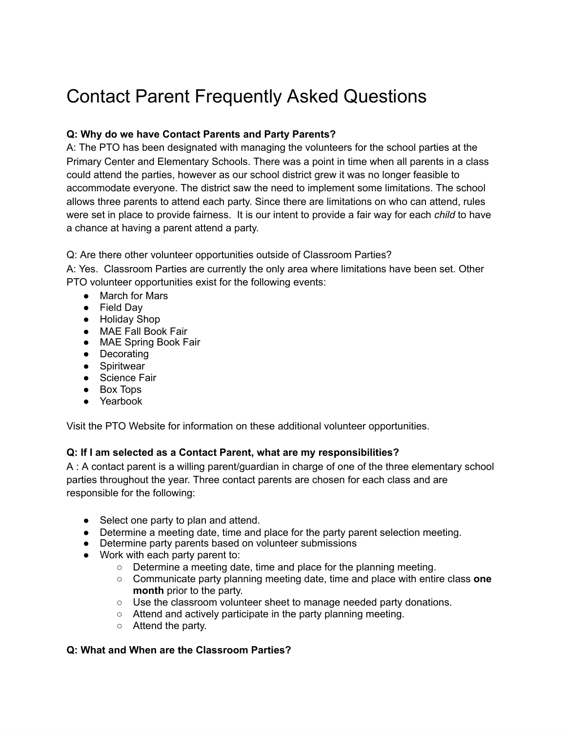# Contact Parent Frequently Asked Questions

**Q: Why do we have Contact Parents and Party Parents?**
A: The PTO has been designated with managing the volunteers for the school parties at the Primary Center and Elementary Schools. There was a point in time when all parents in a class could attend the parties, however as our school district grew it was no longer feasible to accommodate everyone. The district saw the need to implement some limitations. The school allows three parents to attend each party. Since there are limitations on who can attend, rules were set in place to provide fairness. It is our intent to provide a fair way for each *child* to have a chance at having a parent attend a party.

Q: Are there other volunteer opportunities outside of Classroom Parties?
A: Yes. Classroom Parties are currently the only area where limitations have been set. Other PTO volunteer opportunities exist for the following events:

- March for Mars
- Field Day
- Holiday Shop
- MAE Fall Book Fair
- MAE Spring Book Fair
- Decorating
- Spiritwear
- Science Fair
- Box Tops
- Yearbook

Visit the PTO Website for information on these additional volunteer opportunities.

**Q: If I am selected as a Contact Parent, what are my responsibilities?**
A : A contact parent is a willing parent/guardian in charge of one of the three elementary school parties throughout the year. Three contact parents are chosen for each class and are responsible for the following:

- Select one party to plan and attend.
- Determine a meeting date, time and place for the party parent selection meeting.
- Determine party parents based on volunteer submissions
- Work with each party parent to:
  - Determine a meeting date, time and place for the planning meeting.
  - Communicate party planning meeting date, time and place with entire class **one month** prior to the party.
  - Use the classroom volunteer sheet to manage needed party donations.
  - Attend and actively participate in the party planning meeting.
  - Attend the party.

**Q: What and When are the Classroom Parties?**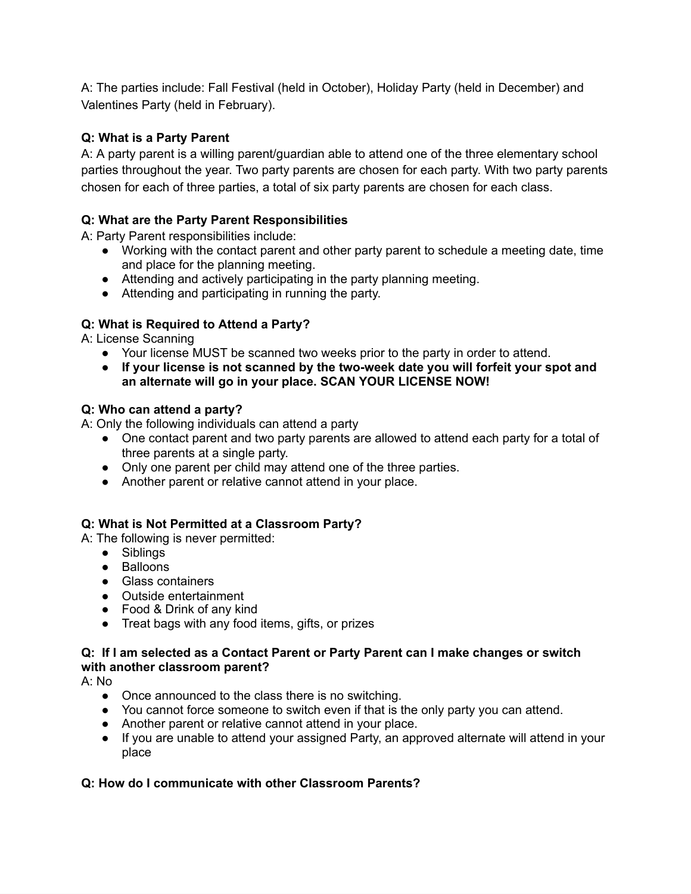A: The parties include: Fall Festival (held in October), Holiday Party (held in December) and Valentines Party (held in February).

**Q: What is a Party Parent**

A: A party parent is a willing parent/guardian able to attend one of the three elementary school parties throughout the year. Two party parents are chosen for each party. With two party parents chosen for each of three parties, a total of six party parents are chosen for each class.

**Q: What are the Party Parent Responsibilities**

A: Party Parent responsibilities include:

- Working with the contact parent and other party parent to schedule a meeting date, time and place for the planning meeting.
- Attending and actively participating in the party planning meeting.
- Attending and participating in running the party.

**Q: What is Required to Attend a Party?**

A: License Scanning

- Your license MUST be scanned two weeks prior to the party in order to attend.
- **If your license is not scanned by the two-week date you will forfeit your spot and an alternate will go in your place. SCAN YOUR LICENSE NOW!**

**Q: Who can attend a party?**

A: Only the following individuals can attend a party

- One contact parent and two party parents are allowed to attend each party for a total of three parents at a single party.
- Only one parent per child may attend one of the three parties.
- Another parent or relative cannot attend in your place.

**Q: What is Not Permitted at a Classroom Party?**

A: The following is never permitted:

- Siblings
- Balloons
- Glass containers
- Outside entertainment
- Food & Drink of any kind
- Treat bags with any food items, gifts, or prizes

**Q: If I am selected as a Contact Parent or Party Parent can I make changes or switch with another classroom parent?**

A: No

- Once announced to the class there is no switching.
- You cannot force someone to switch even if that is the only party you can attend.
- Another parent or relative cannot attend in your place.
- If you are unable to attend your assigned Party, an approved alternate will attend in your place

**Q: How do I communicate with other Classroom Parents?**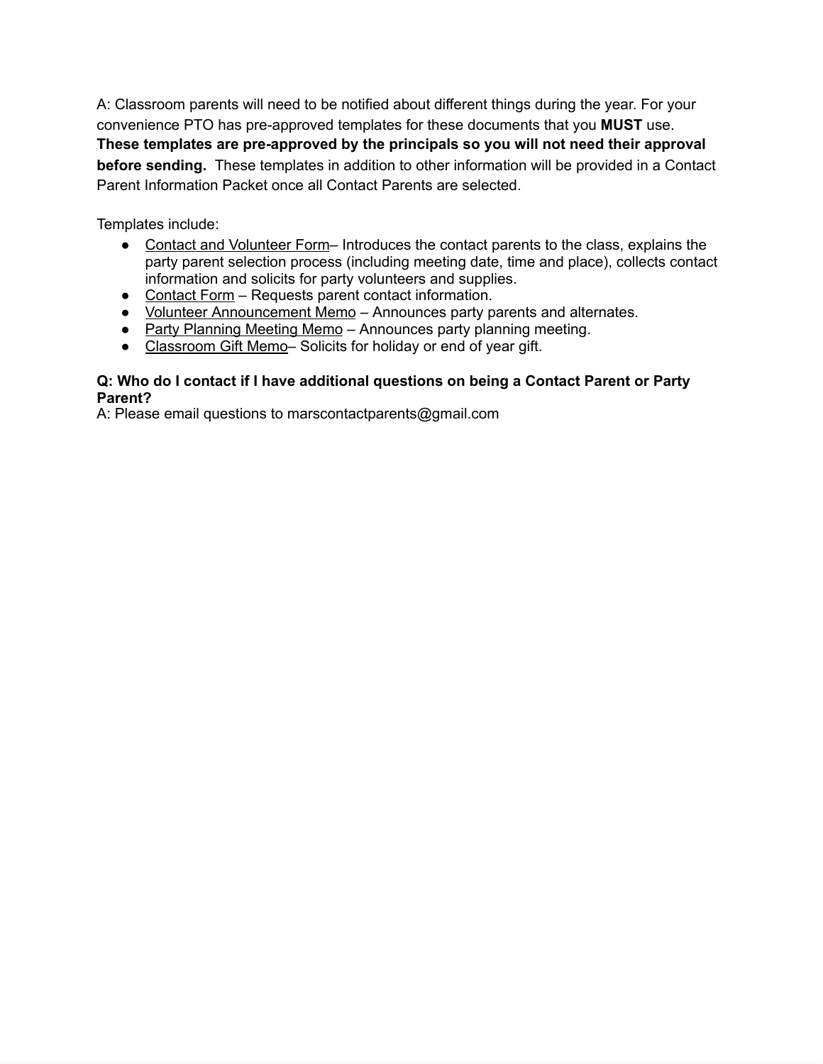A: Classroom parents will need to be notified about different things during the year. For your convenience PTO has pre-approved templates for these documents that you **MUST** use. **These templates are pre-approved by the principals so you will not need their approval before sending.** These templates in addition to other information will be provided in a Contact Parent Information Packet once all Contact Parents are selected.

Templates include:

- Contact and Volunteer Form– Introduces the contact parents to the class, explains the party parent selection process (including meeting date, time and place), collects contact information and solicits for party volunteers and supplies.
- Contact Form – Requests parent contact information.
- Volunteer Announcement Memo – Announces party parents and alternates.
- Party Planning Meeting Memo – Announces party planning meeting.
- Classroom Gift Memo– Solicits for holiday or end of year gift.

**Q: Who do I contact if I have additional questions on being a Contact Parent or Party Parent?**

A: Please email questions to marscontactparents@gmail.com